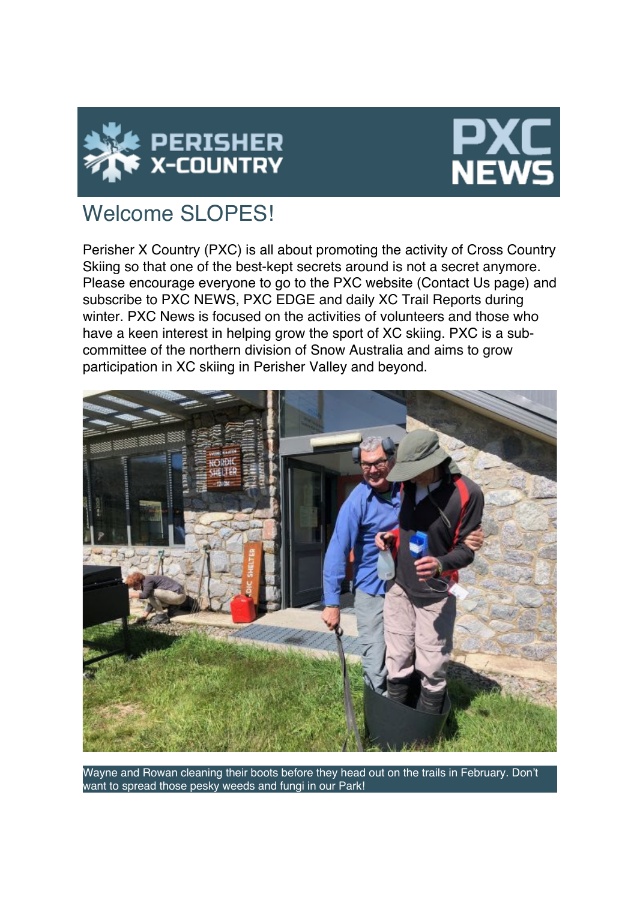# Welcome SLOPES!

Perisher X Country (PXC) is all about promoting the activity of Cross Country Skiing so that one of the best-kept secrets around is not a secret anymore. Please encourage everyone to go to the PXC website (Contact Us page) and subscribe to PXC NEWS, PXC EDGE and daily XC Trail Reports during winter. PXC News is focused on the activities of volunteers and those who have a keen interest in helping grow the sport of XC skiing. PXC is a sub-committee of the northern division of Snow Australia and aims to grow participation in XC skiing in Perisher Valley and beyond.

Wayne and Rowan cleaning their boots before they head out on the trails in February. Don't want to spread those pesky weeds and fungi in our Park!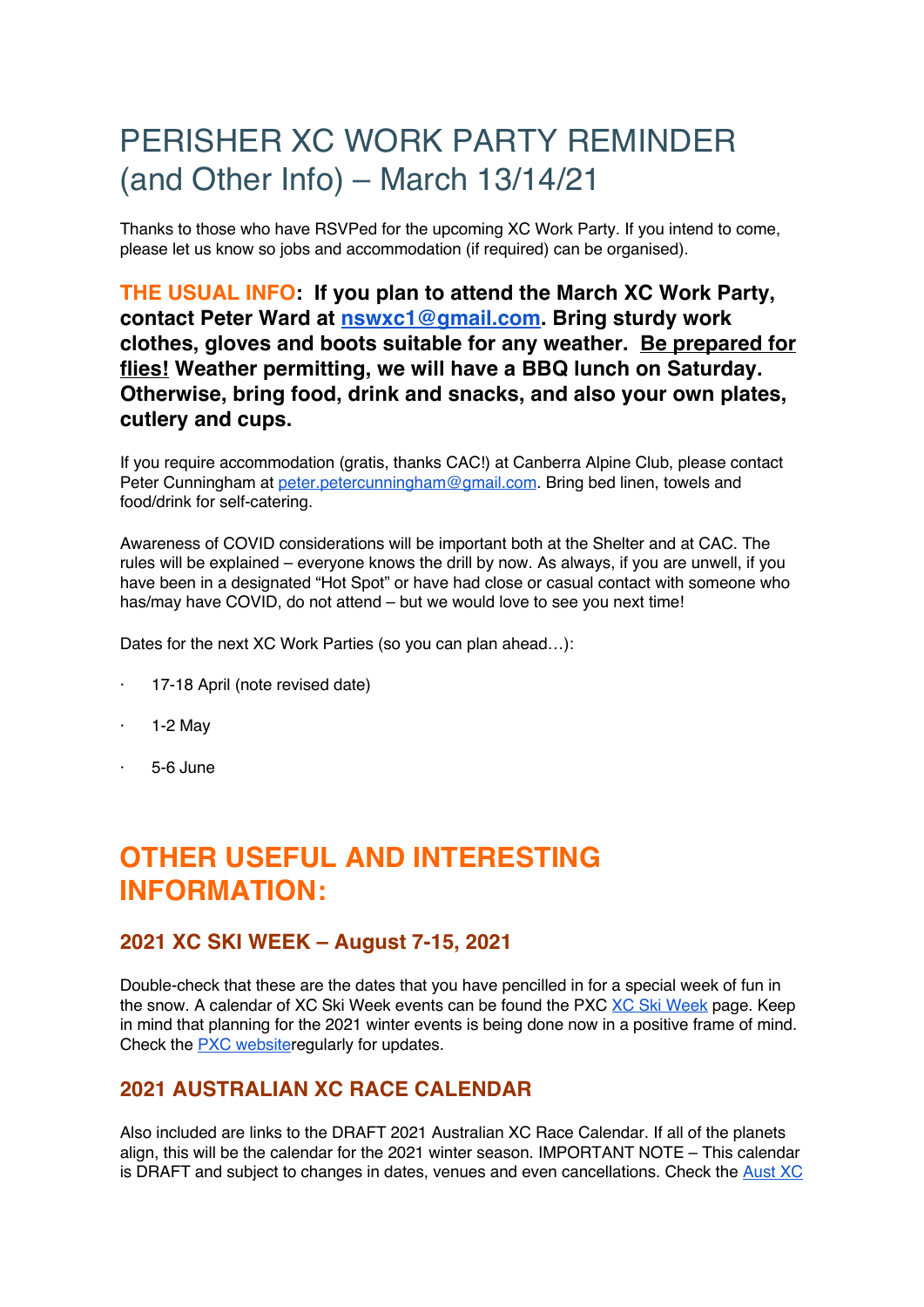# PERISHER XC WORK PARTY REMINDER (and Other Info) – March 13/14/21

Thanks to those who have RSVPed for the upcoming XC Work Party. If you intend to come, please let us know so jobs and accommodation (if required) can be organised).

**THE USUAL INFO: If you plan to attend the March XC Work Party, contact Peter Ward at [nswxc1@gmail.com](mailto:nswxc1@gmail.com). Bring sturdy work clothes, gloves and boots suitable for any weather. Be prepared for flies! Weather permitting, we will have a BBQ lunch on Saturday. Otherwise, bring food, drink and snacks, and also your own plates, cutlery and cups.**

If you require accommodation (gratis, thanks CAC!) at Canberra Alpine Club, please contact Peter Cunningham at [peter.petercunningham@gmail.com](mailto:peter.petercunningham@gmail.com). Bring bed linen, towels and food/drink for self-catering.

Awareness of COVID considerations will be important both at the Shelter and at CAC. The rules will be explained – everyone knows the drill by now. As always, if you are unwell, if you have been in a designated "Hot Spot" or have had close or casual contact with someone who has/may have COVID, do not attend – but we would love to see you next time!

Dates for the next XC Work Parties (so you can plan ahead…):

- 17-18 April (note revised date)
- 1-2 May
- 5-6 June

## OTHER USEFUL AND INTERESTING INFORMATION:

### 2021 XC SKI WEEK – August 7-15, 2021

Double-check that these are the dates that you have pencilled in for a special week of fun in the snow. A calendar of XC Ski Week events can be found the PXC XC Ski Week page. Keep in mind that planning for the 2021 winter events is being done now in a positive frame of mind. Check the PXC websiteregularly for updates.

### 2021 AUSTRALIAN XC RACE CALENDAR

Also included are links to the DRAFT 2021 Australian XC Race Calendar. If all of the planets align, this will be the calendar for the 2021 winter season. IMPORTANT NOTE – This calendar is DRAFT and subject to changes in dates, venues and even cancellations. Check the Aust XC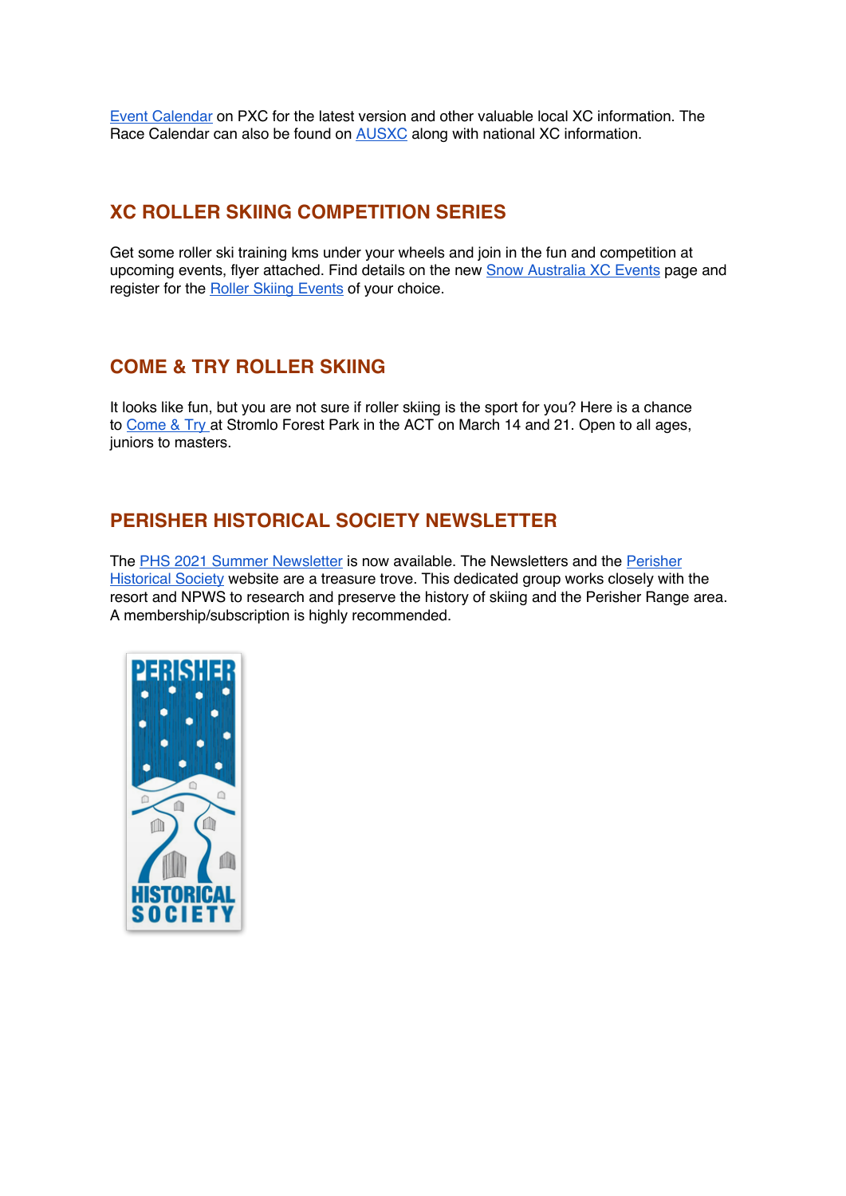Event Calendar on PXC for the latest version and other valuable local XC information. The Race Calendar can also be found on AUSXC along with national XC information.

## XC ROLLER SKIING COMPETITION SERIES

Get some roller ski training kms under your wheels and join in the fun and competition at upcoming events, flyer attached. Find details on the new Snow Australia XC Events page and register for the Roller Skiing Events of your choice.

## COME & TRY ROLLER SKIING

It looks like fun, but you are not sure if roller skiing is the sport for you? Here is a chance to Come & Try at Stromlo Forest Park in the ACT on March 14 and 21. Open to all ages, juniors to masters.

## PERISHER HISTORICAL SOCIETY NEWSLETTER

The PHS 2021 Summer Newsletter is now available. The Newsletters and the Perisher Historical Society website are a treasure trove. This dedicated group works closely with the resort and NPWS to research and preserve the history of skiing and the Perisher Range area. A membership/subscription is highly recommended.